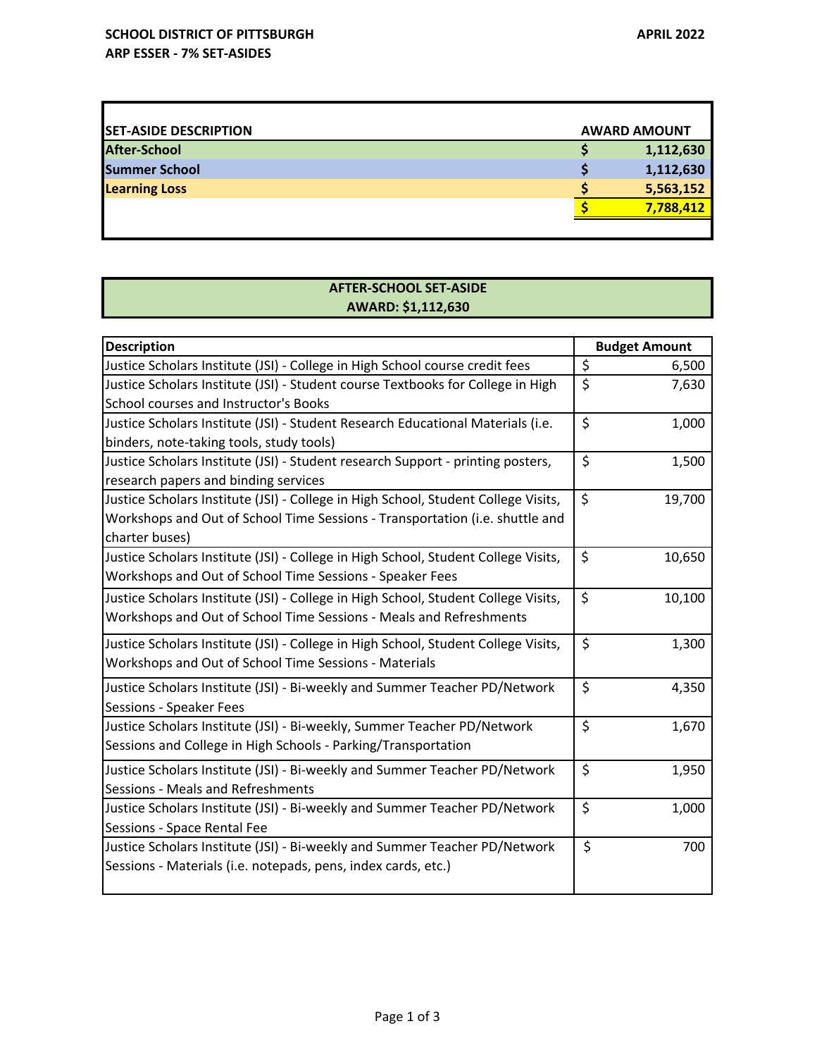**SCHOOL DISTRICT OF PITTSBURGH** — **APRIL 2022**

**ARP ESSER - 7% SET-ASIDES**

| SET-ASIDE DESCRIPTION | AWARD AMOUNT |
|---|---|
| **After-School** | **$ 1,112,630** |
| **Summer School** | **$ 1,112,630** |
| **Learning Loss** | **$ 5,563,152** |
| | **$ 7,788,412** |

## AFTER-SCHOOL SET-ASIDE
## AWARD: $1,112,630

| Description | Budget Amount |
|---|---|
| Justice Scholars Institute (JSI) - College in High School course credit fees | $ 6,500 |
| Justice Scholars Institute (JSI) - Student course Textbooks for College in High School courses and Instructor's Books | $ 7,630 |
| Justice Scholars Institute (JSI) - Student Research Educational Materials (i.e. binders, note-taking tools, study tools) | $ 1,000 |
| Justice Scholars Institute (JSI) - Student research Support - printing posters, research papers and binding services | $ 1,500 |
| Justice Scholars Institute (JSI) - College in High School, Student College Visits, Workshops and Out of School Time Sessions - Transportation (i.e. shuttle and charter buses) | $ 19,700 |
| Justice Scholars Institute (JSI) - College in High School, Student College Visits, Workshops and Out of School Time Sessions - Speaker Fees | $ 10,650 |
| Justice Scholars Institute (JSI) - College in High School, Student College Visits, Workshops and Out of School Time Sessions - Meals and Refreshments | $ 10,100 |
| Justice Scholars Institute (JSI) - College in High School, Student College Visits, Workshops and Out of School Time Sessions - Materials | $ 1,300 |
| Justice Scholars Institute (JSI) - Bi-weekly and Summer Teacher PD/Network Sessions - Speaker Fees | $ 4,350 |
| Justice Scholars Institute (JSI) - Bi-weekly, Summer Teacher PD/Network Sessions and College in High Schools - Parking/Transportation | $ 1,670 |
| Justice Scholars Institute (JSI) - Bi-weekly and Summer Teacher PD/Network Sessions - Meals and Refreshments | $ 1,950 |
| Justice Scholars Institute (JSI) - Bi-weekly and Summer Teacher PD/Network Sessions - Space Rental Fee | $ 1,000 |
| Justice Scholars Institute (JSI) - Bi-weekly and Summer Teacher PD/Network Sessions - Materials (i.e. notepads, pens, index cards, etc.) | $ 700 |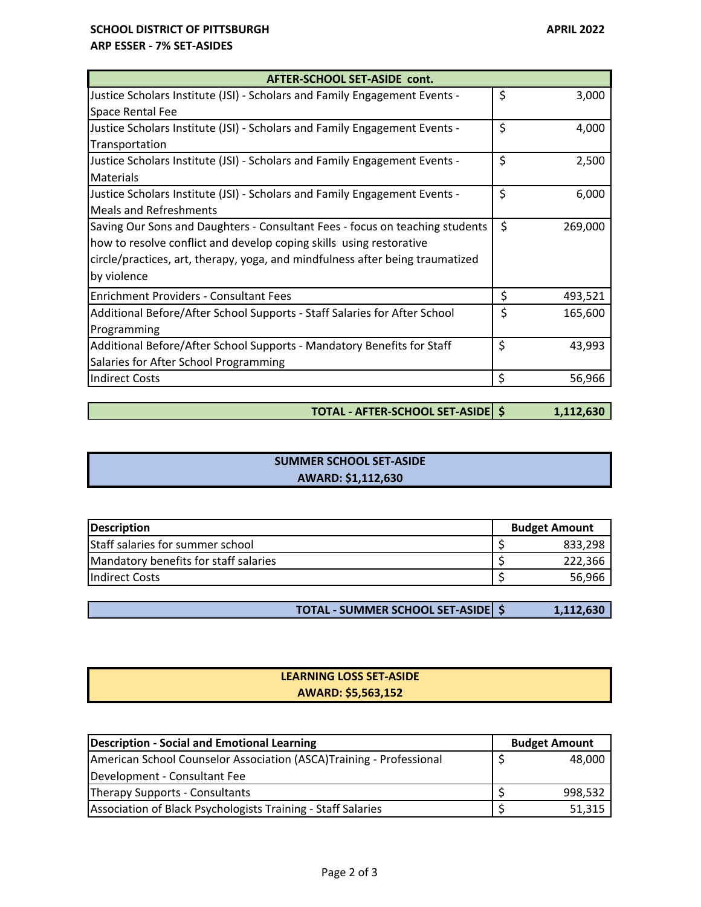| AFTER-SCHOOL SET-ASIDE cont. | |
|---|---|
| Justice Scholars Institute (JSI) - Scholars and Family Engagement Events - Space Rental Fee | $ 3,000 |
| Justice Scholars Institute (JSI) - Scholars and Family Engagement Events - Transportation | $ 4,000 |
| Justice Scholars Institute (JSI) - Scholars and Family Engagement Events - Materials | $ 2,500 |
| Justice Scholars Institute (JSI) - Scholars and Family Engagement Events - Meals and Refreshments | $ 6,000 |
| Saving Our Sons and Daughters - Consultant Fees - focus on teaching students how to resolve conflict and develop coping skills using restorative circle/practices, art, therapy, yoga, and mindfulness after being traumatized by violence | $ 269,000 |
| Enrichment Providers - Consultant Fees | $ 493,521 |
| Additional Before/After School Supports - Staff Salaries for After School Programming | $ 165,600 |
| Additional Before/After School Supports - Mandatory Benefits for Staff Salaries for After School Programming | $ 43,993 |
| Indirect Costs | $ 56,966 |
| **TOTAL - AFTER-SCHOOL SET-ASIDE** | **$ 1,112,630** |

## SUMMER SCHOOL SET-ASIDE
**AWARD: $1,112,630**

| Description | Budget Amount |
|---|---|
| Staff salaries for summer school | $ 833,298 |
| Mandatory benefits for staff salaries | $ 222,366 |
| Indirect Costs | $ 56,966 |
| **TOTAL - SUMMER SCHOOL SET-ASIDE** | **$ 1,112,630** |

## LEARNING LOSS SET-ASIDE
**AWARD: $5,563,152**

| Description - Social and Emotional Learning | Budget Amount |
|---|---|
| American School Counselor Association (ASCA)Training - Professional Development - Consultant Fee | $ 48,000 |
| Therapy Supports - Consultants | $ 998,532 |
| Association of Black Psychologists Training - Staff Salaries | $ 51,315 |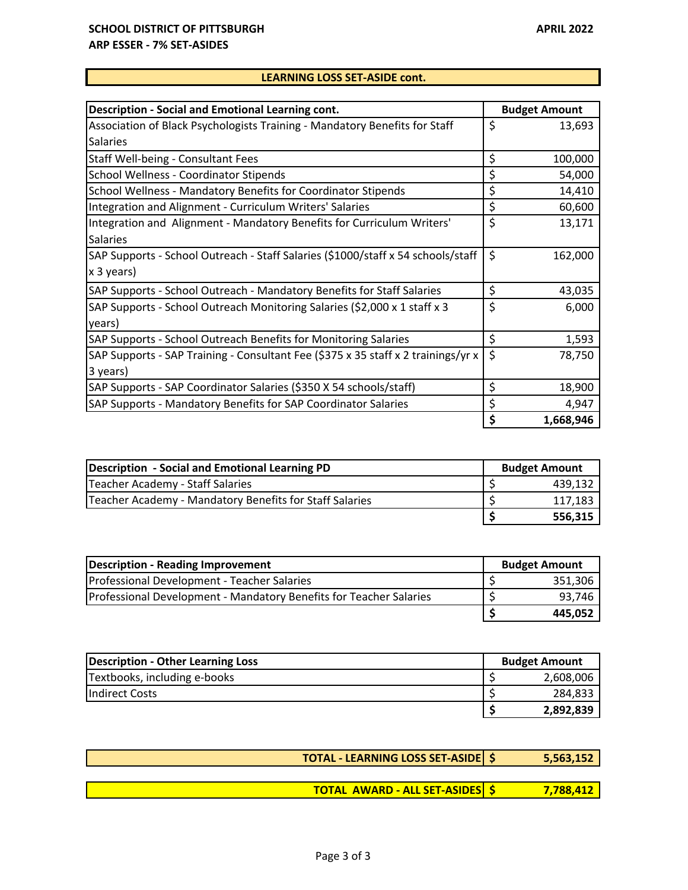**SCHOOL DISTRICT OF PITTSBURGH** **APRIL 2022**
**ARP ESSER - 7% SET-ASIDES**

## LEARNING LOSS SET-ASIDE cont.

| Description - Social and Emotional Learning cont. | Budget Amount |
|---|---|
| Association of Black Psychologists Training - Mandatory Benefits for Staff Salaries | $ 13,693 |
| Staff Well-being - Consultant Fees | $ 100,000 |
| School Wellness - Coordinator Stipends | $ 54,000 |
| School Wellness - Mandatory Benefits for Coordinator Stipends | $ 14,410 |
| Integration and Alignment - Curriculum Writers' Salaries | $ 60,600 |
| Integration and Alignment - Mandatory Benefits for Curriculum Writers' Salaries | $ 13,171 |
| SAP Supports - School Outreach - Staff Salaries ($1000/staff x 54 schools/staff x 3 years) | $ 162,000 |
| SAP Supports - School Outreach - Mandatory Benefits for Staff Salaries | $ 43,035 |
| SAP Supports - School Outreach Monitoring Salaries ($2,000 x 1 staff x 3 years) | $ 6,000 |
| SAP Supports - School Outreach Benefits for Monitoring Salaries | $ 1,593 |
| SAP Supports - SAP Training - Consultant Fee ($375 x 35 staff x 2 trainings/yr x 3 years) | $ 78,750 |
| SAP Supports - SAP Coordinator Salaries ($350 X 54 schools/staff) | $ 18,900 |
| SAP Supports - Mandatory Benefits for SAP Coordinator Salaries | $ 4,947 |
| | **$ 1,668,946** |

| Description - Social and Emotional Learning PD | Budget Amount |
|---|---|
| Teacher Academy - Staff Salaries | $ 439,132 |
| Teacher Academy - Mandatory Benefits for Staff Salaries | $ 117,183 |
| | **$ 556,315** |

| Description - Reading Improvement | Budget Amount |
|---|---|
| Professional Development - Teacher Salaries | $ 351,306 |
| Professional Development - Mandatory Benefits for Teacher Salaries | $ 93,746 |
| | **$ 445,052** |

| Description - Other Learning Loss | Budget Amount |
|---|---|
| Textbooks, including e-books | $ 2,608,006 |
| Indirect Costs | $ 284,833 |
| | **$ 2,892,839** |

| | |
|---|---|
| **TOTAL - LEARNING LOSS SET-ASIDE** | **$ 5,563,152** |

| | |
|---|---|
| **TOTAL AWARD - ALL SET-ASIDES** | **$ 7,788,412** |